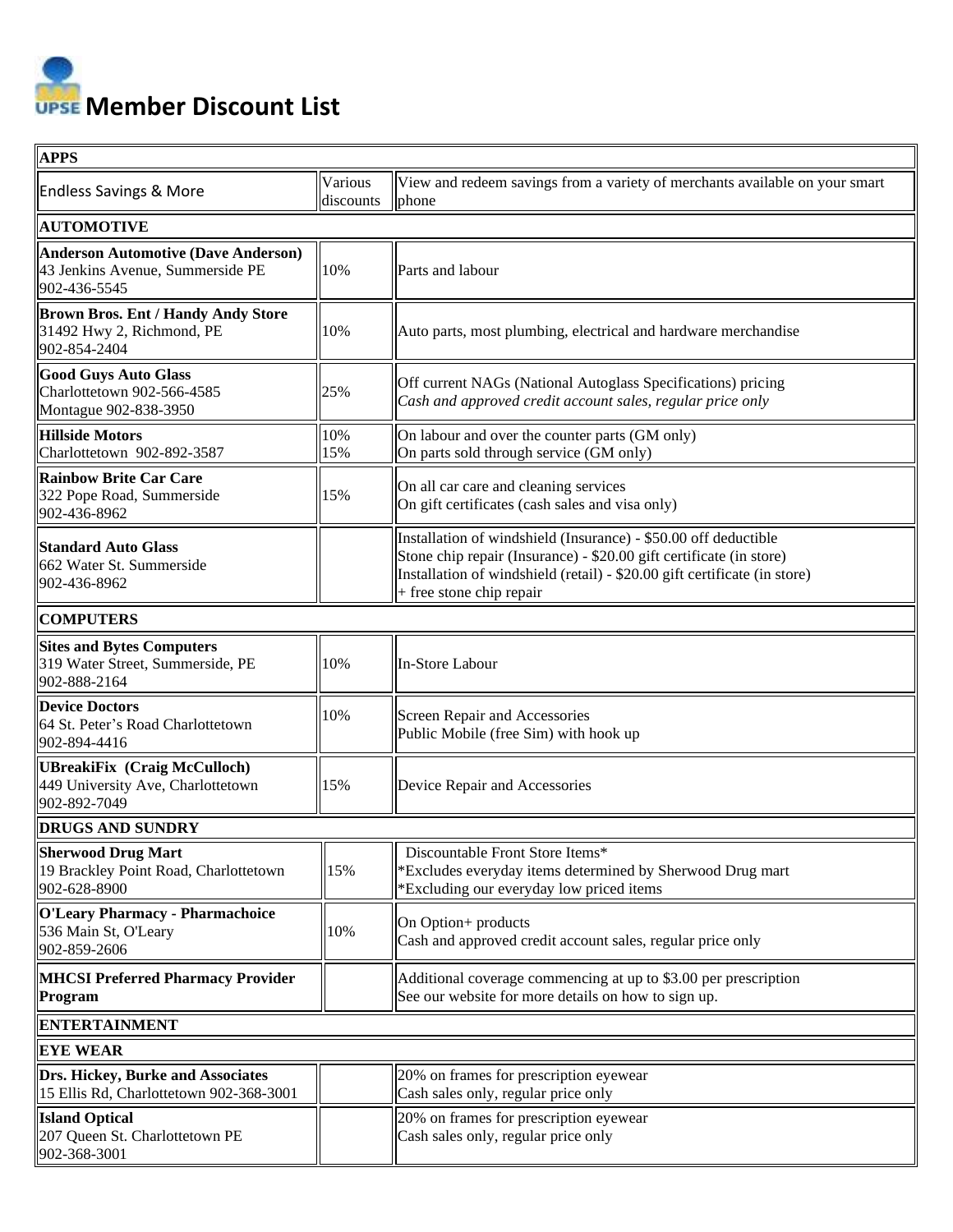# UPSE Member Discount List

| | | |
|---|---|---|
| **APPS** | | |
| Endless Savings & More | Various discounts | View and redeem savings from a variety of merchants available on your smart phone |
| **AUTOMOTIVE** | | |
| **Anderson Automotive (Dave Anderson)**<br>43 Jenkins Avenue, Summerside PE<br>902-436-5545 | 10% | Parts and labour |
| **Brown Bros. Ent / Handy Andy Store**<br>31492 Hwy 2, Richmond, PE<br>902-854-2404 | 10% | Auto parts, most plumbing, electrical and hardware merchandise |
| **Good Guys Auto Glass**<br>Charlottetown 902-566-4585<br>Montague 902-838-3950 | 25% | Off current NAGs (National Autoglass Specifications) pricing<br>*Cash and approved credit account sales, regular price only* |
| **Hillside Motors**<br>Charlottetown 902-892-3587 | 10%<br>15% | On labour and over the counter parts (GM only)<br>On parts sold through service (GM only) |
| **Rainbow Brite Car Care**<br>322 Pope Road, Summerside<br>902-436-8962 | 15% | On all car care and cleaning services<br>On gift certificates (cash sales and visa only) |
| **Standard Auto Glass**<br>662 Water St. Summerside<br>902-436-8962 | | Installation of windshield (Insurance) - $50.00 off deductible<br>Stone chip repair (Insurance) - $20.00 gift certificate (in store)<br>Installation of windshield (retail) - $20.00 gift certificate (in store) + free stone chip repair |
| **COMPUTERS** | | |
| **Sites and Bytes Computers**<br>319 Water Street, Summerside, PE<br>902-888-2164 | 10% | In-Store Labour |
| **Device Doctors**<br>64 St. Peter's Road Charlottetown<br>902-894-4416 | 10% | Screen Repair and Accessories<br>Public Mobile (free Sim) with hook up |
| **UBreakiFix (Craig McCulloch)**<br>449 University Ave, Charlottetown<br>902-892-7049 | 15% | Device Repair and Accessories |
| **DRUGS AND SUNDRY** | | |
| **Sherwood Drug Mart**<br>19 Brackley Point Road, Charlottetown<br>902-628-8900 | 15% | Discountable Front Store Items*<br>*Excludes everyday items determined by Sherwood Drug mart<br>*Excluding our everyday low priced items |
| **O'Leary Pharmacy - Pharmachoice**<br>536 Main St, O'Leary<br>902-859-2606 | 10% | On Option+ products<br>Cash and approved credit account sales, regular price only |
| **MHCSI Preferred Pharmacy Provider Program** | | Additional coverage commencing at up to $3.00 per prescription<br>See our website for more details on how to sign up. |
| **ENTERTAINMENT** | | |
| **EYE WEAR** | | |
| **Drs. Hickey, Burke and Associates**<br>15 Ellis Rd, Charlottetown 902-368-3001 | | 20% on frames for prescription eyewear<br>Cash sales only, regular price only |
| **Island Optical**<br>207 Queen St. Charlottetown PE<br>902-368-3001 | | 20% on frames for prescription eyewear<br>Cash sales only, regular price only |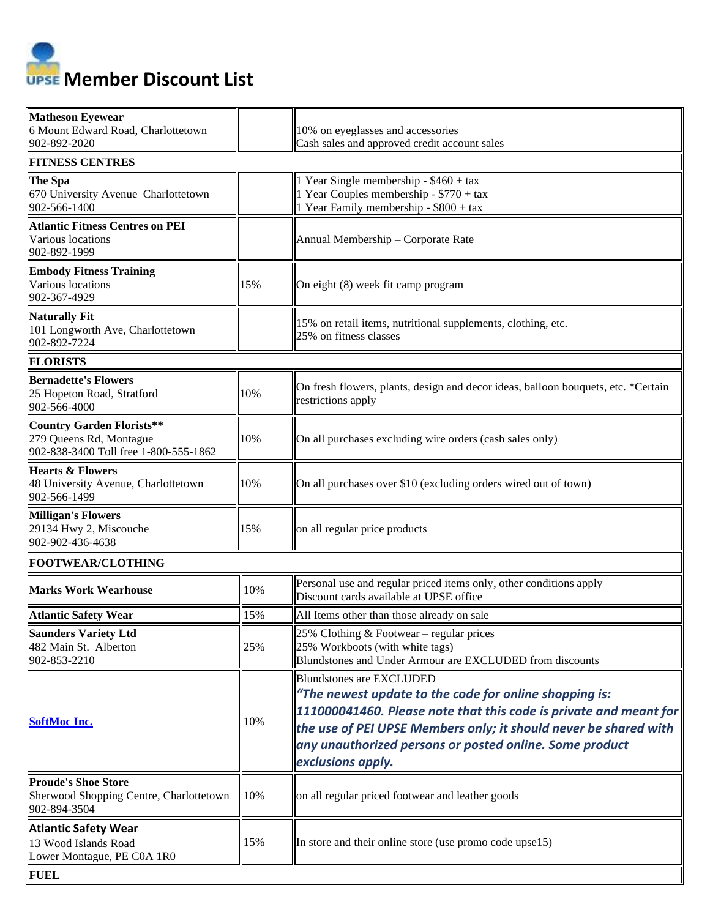# Member Discount List

| | | |
|---|---|---|
| **Matheson Eyewear**<br>6 Mount Edward Road, Charlottetown<br>902-892-2020 | | 10% on eyeglasses and accessories<br>Cash sales and approved credit account sales |
| **FITNESS CENTRES** | | |
| **The Spa**<br>670 University Avenue Charlottetown<br>902-566-1400 | | 1 Year Single membership - $460 + tax<br>1 Year Couples membership - $770 + tax<br>1 Year Family membership - $800 + tax |
| **Atlantic Fitness Centres on PEI**<br>Various locations<br>902-892-1999 | | Annual Membership – Corporate Rate |
| **Embody Fitness Training**<br>Various locations<br>902-367-4929 | 15% | On eight (8) week fit camp program |
| **Naturally Fit**<br>101 Longworth Ave, Charlottetown<br>902-892-7224 | | 15% on retail items, nutritional supplements, clothing, etc.<br>25% on fitness classes |
| **FLORISTS** | | |
| **Bernadette's Flowers**<br>25 Hopeton Road, Stratford<br>902-566-4000 | 10% | On fresh flowers, plants, design and decor ideas, balloon bouquets, etc. *Certain restrictions apply |
| **Country Garden Florists****<br>279 Queens Rd, Montague<br>902-838-3400 Toll free 1-800-555-1862 | 10% | On all purchases excluding wire orders (cash sales only) |
| **Hearts & Flowers**<br>48 University Avenue, Charlottetown<br>902-566-1499 | 10% | On all purchases over $10 (excluding orders wired out of town) |
| **Milligan's Flowers**<br>29134 Hwy 2, Miscouche<br>902-902-436-4638 | 15% | on all regular price products |
| **FOOTWEAR/CLOTHING** | | |
| **Marks Work Wearhouse** | 10% | Personal use and regular priced items only, other conditions apply<br>Discount cards available at UPSE office |
| **Atlantic Safety Wear** | 15% | All Items other than those already on sale |
| **Saunders Variety Ltd**<br>482 Main St. Alberton<br>902-853-2210 | 25% | 25% Clothing & Footwear – regular prices<br>25% Workboots (with white tags)<br>Blundstones and Under Armour are EXCLUDED from discounts |
| **SoftMoc Inc.** | 10% | Blundstones are EXCLUDED<br>***"The newest update to the code for online shopping is: 111000041460. Please note that this code is private and meant for the use of PEI UPSE Members only; it should never be shared with any unauthorized persons or posted online. Some product exclusions apply.*** |
| **Proude's Shoe Store**<br>Sherwood Shopping Centre, Charlottetown<br>902-894-3504 | 10% | on all regular priced footwear and leather goods |
| **Atlantic Safety Wear**<br>13 Wood Islands Road<br>Lower Montague, PE C0A 1R0 | 15% | In store and their online store (use promo code upse15) |
| **FUEL** | | |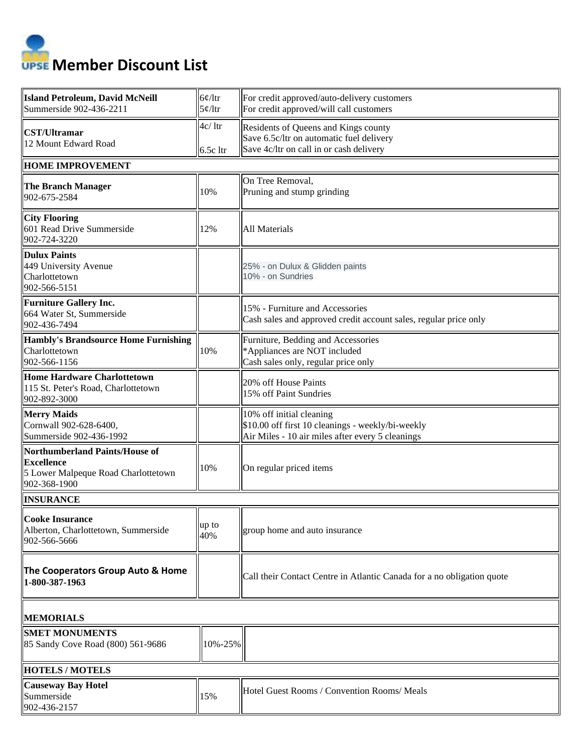# UPSE Member Discount List

| | | |
|---|---|---|
| **Island Petroleum, David McNeill**<br>Summerside 902-436-2211 | 6¢/ltr<br>5¢/ltr | For credit approved/auto-delivery customers<br>For credit approved/will call customers |
| **CST/Ultramar**<br>12 Mount Edward Road | 4c/ ltr<br>6.5c ltr | Residents of Queens and Kings county<br>Save 6.5c/ltr on automatic fuel delivery<br>Save 4c/ltr on call in or cash delivery |
| **HOME IMPROVEMENT** | | |
| **The Branch Manager**<br>902-675-2584 | 10% | On Tree Removal,<br>Pruning and stump grinding |
| **City Flooring**<br>601 Read Drive Summerside<br>902-724-3220 | 12% | All Materials |
| **Dulux Paints**<br>449 University Avenue<br>Charlottetown<br>902-566-5151 | | 25% - on Dulux & Glidden paints<br>10% - on Sundries |
| **Furniture Gallery Inc.**<br>664 Water St, Summerside<br>902-436-7494 | | 15% - Furniture and Accessories<br>Cash sales and approved credit account sales, regular price only |
| **Hambly's Brandsource Home Furnishing**<br>Charlottetown<br>902-566-1156 | 10% | Furniture, Bedding and Accessories<br>*Appliances are NOT included<br>Cash sales only, regular price only |
| **Home Hardware Charlottetown**<br>115 St. Peter's Road, Charlottetown<br>902-892-3000 | | 20% off House Paints<br>15% off Paint Sundries |
| **Merry Maids**<br>Cornwall 902-628-6400,<br>Summerside 902-436-1992 | | 10% off initial cleaning<br>$10.00 off first 10 cleanings - weekly/bi-weekly<br>Air Miles - 10 air miles after every 5 cleanings |
| **Northumberland Paints/House of Excellence**<br>5 Lower Malpeque Road Charlottetown<br>902-368-1900 | 10% | On regular priced items |
| **INSURANCE** | | |
| **Cooke Insurance**<br>Alberton, Charlottetown, Summerside<br>902-566-5666 | up to 40% | group home and auto insurance |
| **The Cooperators Group Auto & Home**<br>**1-800-387-1963** | | Call their Contact Centre in Atlantic Canada for a no obligation quote |
| **MEMORIALS** | | |
| **SMET MONUMENTS**<br>85 Sandy Cove Road (800) 561-9686 | 10%-25% | |
| **HOTELS / MOTELS** | | |
| **Causeway Bay Hotel**<br>Summerside<br>902-436-2157 | 15% | Hotel Guest Rooms / Convention Rooms/ Meals |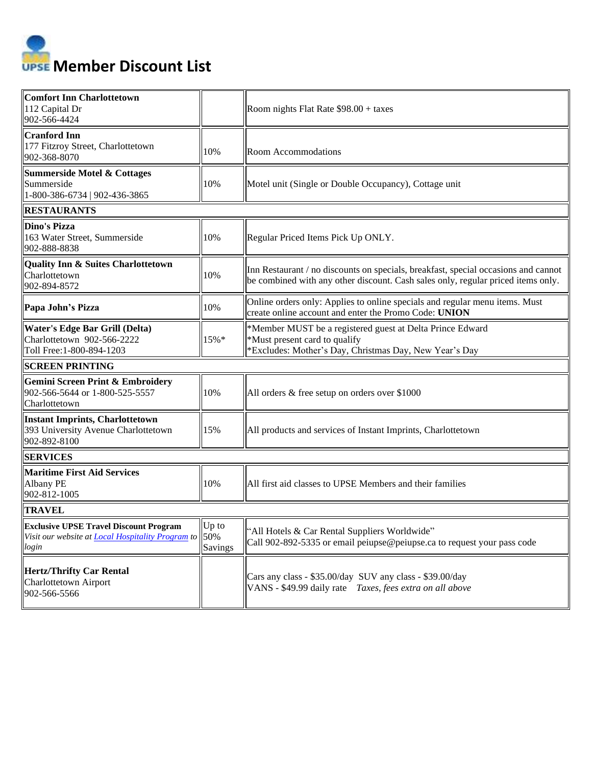# Member Discount List

| | | |
|---|---|---|
| **Comfort Inn Charlottetown**<br>112 Capital Dr<br>902-566-4424 | | Room nights Flat Rate $98.00 + taxes |
| **Cranford Inn**<br>177 Fitzroy Street, Charlottetown<br>902-368-8070 | 10% | Room Accommodations |
| **Summerside Motel & Cottages**<br>Summerside<br>1-800-386-6734 \| 902-436-3865 | 10% | Motel unit (Single or Double Occupancy), Cottage unit |
| **RESTAURANTS** | | |
| **Dino's Pizza**<br>163 Water Street, Summerside<br>902-888-8838 | 10% | Regular Priced Items Pick Up ONLY. |
| **Quality Inn & Suites Charlottetown**<br>Charlottetown<br>902-894-8572 | 10% | Inn Restaurant / no discounts on specials, breakfast, special occasions and cannot be combined with any other discount. Cash sales only, regular priced items only. |
| **Papa John's Pizza** | 10% | Online orders only: Applies to online specials and regular menu items. Must create online account and enter the Promo Code: **UNION** |
| **Water's Edge Bar Grill (Delta)**<br>Charlottetown 902-566-2222<br>Toll Free:1-800-894-1203 | 15%* | *Member MUST be a registered guest at Delta Prince Edward<br>*Must present card to qualify<br>*Excludes: Mother's Day, Christmas Day, New Year's Day |
| **SCREEN PRINTING** | | |
| **Gemini Screen Print & Embroidery**<br>902-566-5644 or 1-800-525-5557<br>Charlottetown | 10% | All orders & free setup on orders over $1000 |
| **Instant Imprints, Charlottetown**<br>393 University Avenue Charlottetown<br>902-892-8100 | 15% | All products and services of Instant Imprints, Charlottetown |
| **SERVICES** | | |
| **Maritime First Aid Services**<br>Albany PE<br>902-812-1005 | 10% | All first aid classes to UPSE Members and their families |
| **TRAVEL** | | |
| **Exclusive UPSE Travel Discount Program**<br>*Visit our website at Local Hospitality Program to login* | Up to 50% Savings | "All Hotels & Car Rental Suppliers Worldwide"<br>Call 902-892-5335 or email peiupse@peiupse.ca to request your pass code |
| **Hertz/Thrifty Car Rental**<br>Charlottetown Airport<br>902-566-5566 | | Cars any class - $35.00/day SUV any class - $39.00/day<br>VANS - $49.99 daily rate *Taxes, fees extra on all above* |